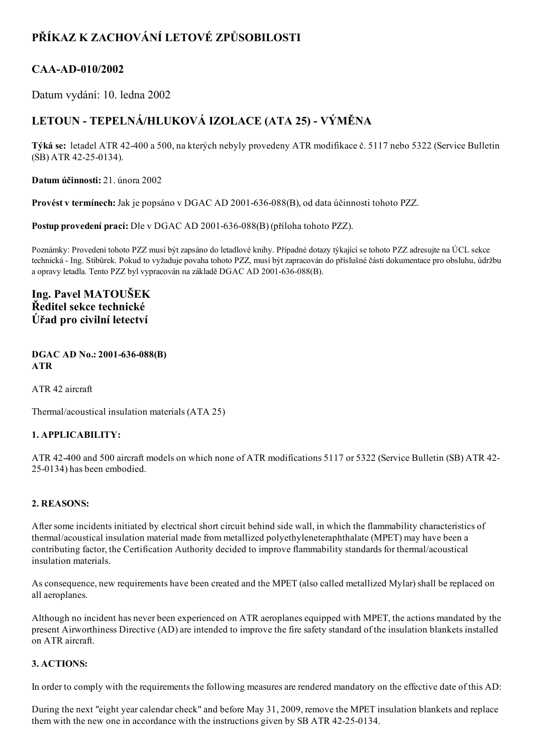# PŘÍKAZ K ZACHOVÁNÍ LETOVÉ ZPŮSOBILOSTI

## CAA-AD-010/2002

Datum vydání: 10. ledna 2002

## LETOUN - TEPELNÁ/HLUKOVÁ IZOLACE (ATA 25) - VÝMĚNA

**Týká se:** letadel ATR 42-400 a 500, na kterých nebyly provedeny ATR modifikace č. 5117 nebo 5322 (Service Bulletin (SB) ATR 42-25-0134).

**Datum účinnosti:** 21. února 2002

**Provést v termínech:** Jak je popsáno v DGAC AD 2001-636-088(B), od data účinnosti tohoto PZZ.

**Postup provedení prací:** Dle v DGAC AD 2001-636-088(B) (příloha tohoto PZZ).

Poznámky: Provedení tohoto PZZ musí být zapsáno do letadlové knihy. Případné dotazy týkající se tohoto PZZ adresujte na ÚCL sekce technická - Ing. Stibůrek. Pokud to vyžaduje povaha tohoto PZZ, musí být zapracován do příslušné části dokumentace pro obsluhu, údržbu a opravy letadla. Tento PZZ byl vypracován na základě DGAC AD 2001-636-088(B).

### Ing. Pavel MATOUŠEK
### Ředitel sekce technické
### Úřad pro civilní letectví

**DGAC AD No.: 2001-636-088(B)**
**ATR**

ATR 42 aircraft

Thermal/acoustical insulation materials (ATA 25)

**1. APPLICABILITY:**

ATR 42-400 and 500 aircraft models on which none of ATR modifications 5117 or 5322 (Service Bulletin (SB) ATR 42-25-0134) has been embodied.

**2. REASONS:**

After some incidents initiated by electrical short circuit behind side wall, in which the flammability characteristics of thermal/acoustical insulation material made from metallized polyethyleneteraphthalate (MPET) may have been a contributing factor, the Certification Authority decided to improve flammability standards for thermal/acoustical insulation materials.

As consequence, new requirements have been created and the MPET (also called metallized Mylar) shall be replaced on all aeroplanes.

Although no incident has never been experienced on ATR aeroplanes equipped with MPET, the actions mandated by the present Airworthiness Directive (AD) are intended to improve the fire safety standard of the insulation blankets installed on ATR aircraft.

**3. ACTIONS:**

In order to comply with the requirements the following measures are rendered mandatory on the effective date of this AD:

During the next "eight year calendar check" and before May 31, 2009, remove the MPET insulation blankets and replace them with the new one in accordance with the instructions given by SB ATR 42-25-0134.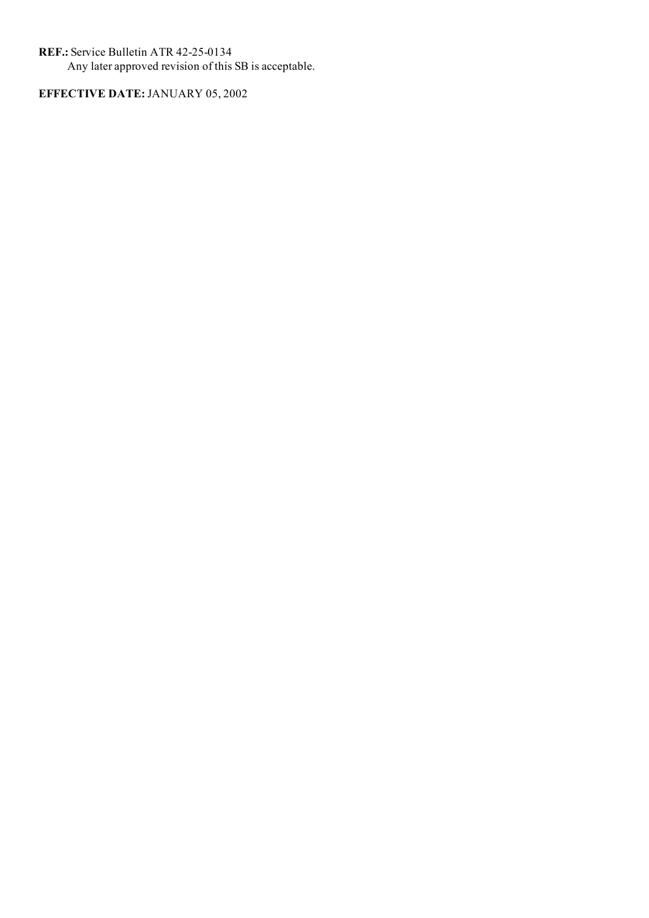**REF.:** Service Bulletin ATR 42-25-0134
Any later approved revision of this SB is acceptable.

**EFFECTIVE DATE:** JANUARY 05, 2002